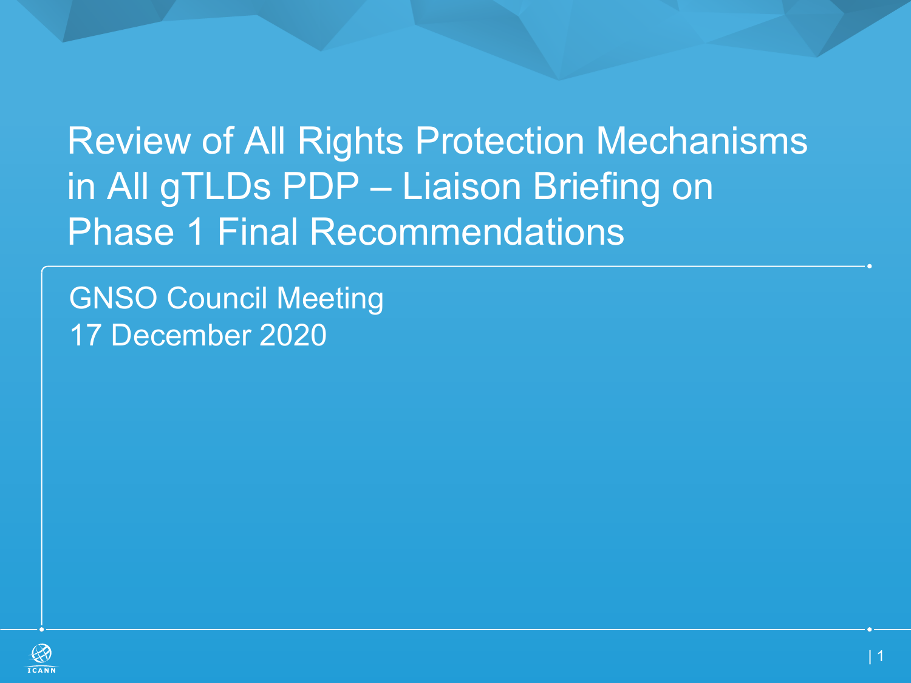# Review of All Rights Protection Mechanisms in All gTLDs PDP – Liaison Briefing on Phase 1 Final Recommendations

GNSO Council Meeting
17 December 2020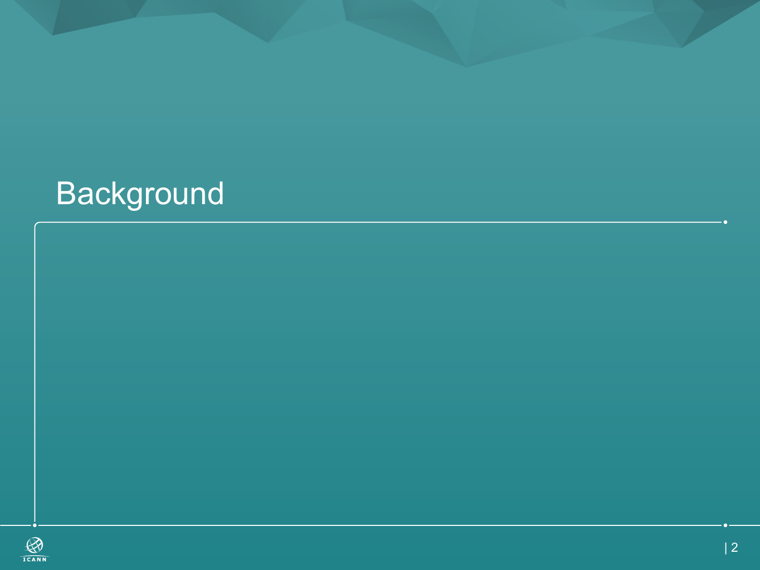# Background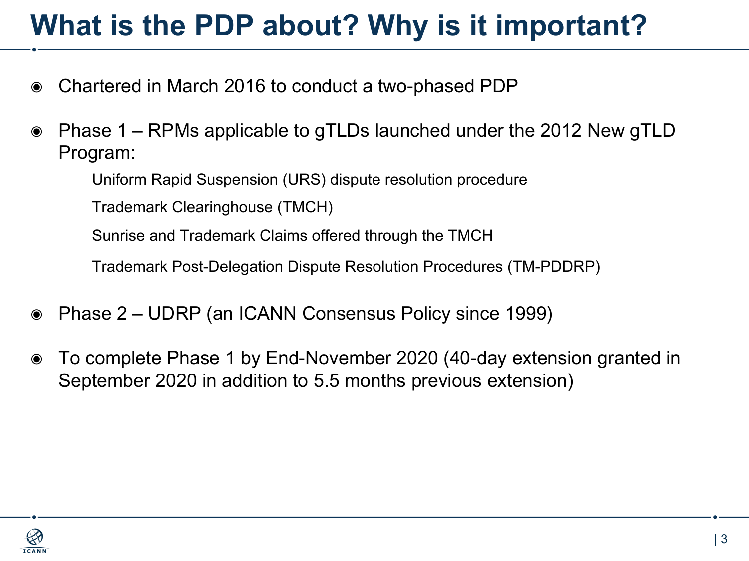# What is the PDP about? Why is it important?

- Chartered in March 2016 to conduct a two-phased PDP
- Phase 1 – RPMs applicable to gTLDs launched under the 2012 New gTLD Program:
  - Uniform Rapid Suspension (URS) dispute resolution procedure
  - Trademark Clearinghouse (TMCH)
  - Sunrise and Trademark Claims offered through the TMCH
  - Trademark Post-Delegation Dispute Resolution Procedures (TM-PDDRP)
- Phase 2 – UDRP (an ICANN Consensus Policy since 1999)
- To complete Phase 1 by End-November 2020 (40-day extension granted in September 2020 in addition to 5.5 months previous extension)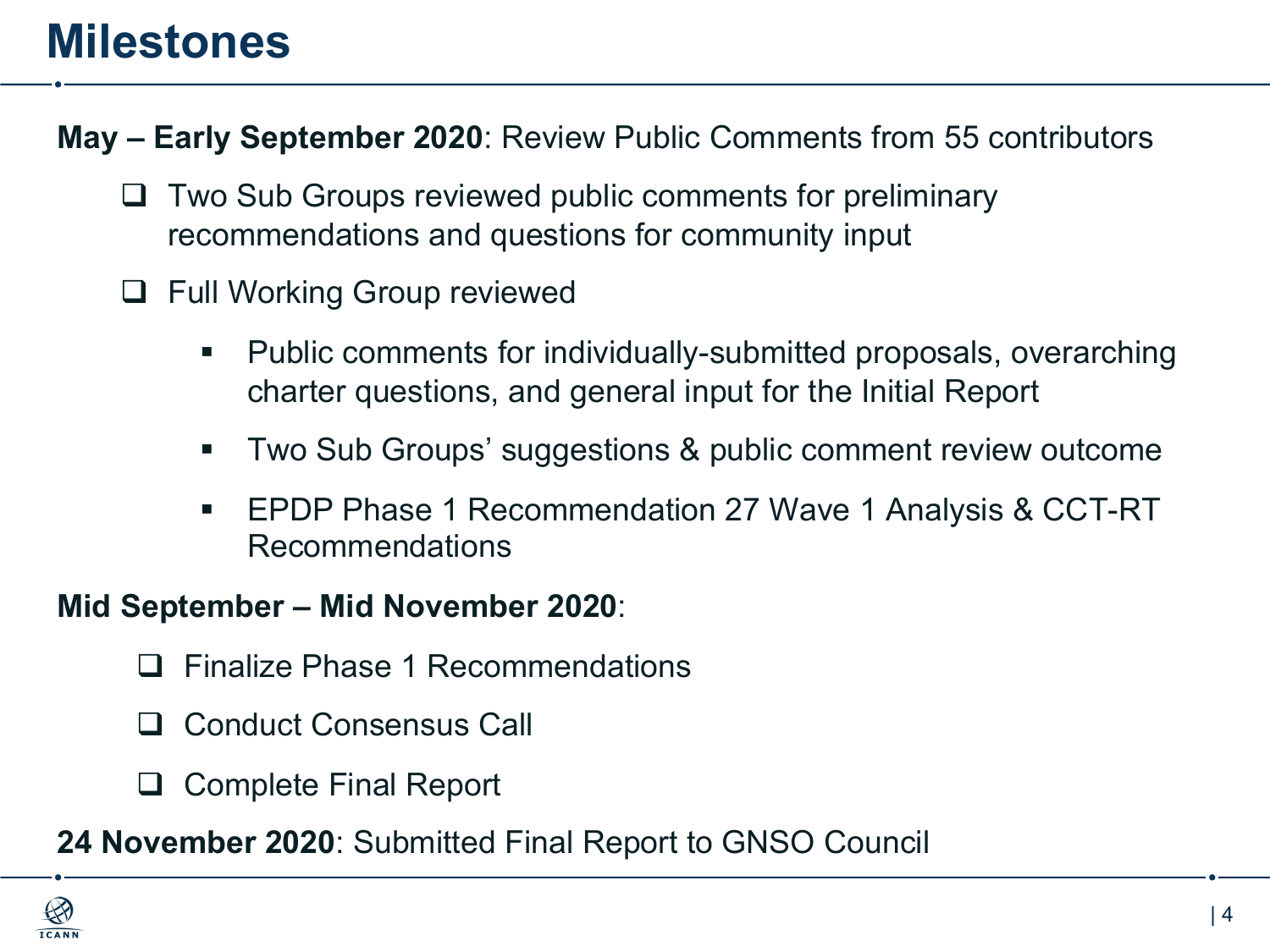# Milestones

**May – Early September 2020**: Review Public Comments from 55 contributors

- Two Sub Groups reviewed public comments for preliminary recommendations and questions for community input
- Full Working Group reviewed
  - Public comments for individually-submitted proposals, overarching charter questions, and general input for the Initial Report
  - Two Sub Groups' suggestions & public comment review outcome
  - EPDP Phase 1 Recommendation 27 Wave 1 Analysis & CCT-RT Recommendations

**Mid September – Mid November 2020**:

- Finalize Phase 1 Recommendations
- Conduct Consensus Call
- Complete Final Report

**24 November 2020**: Submitted Final Report to GNSO Council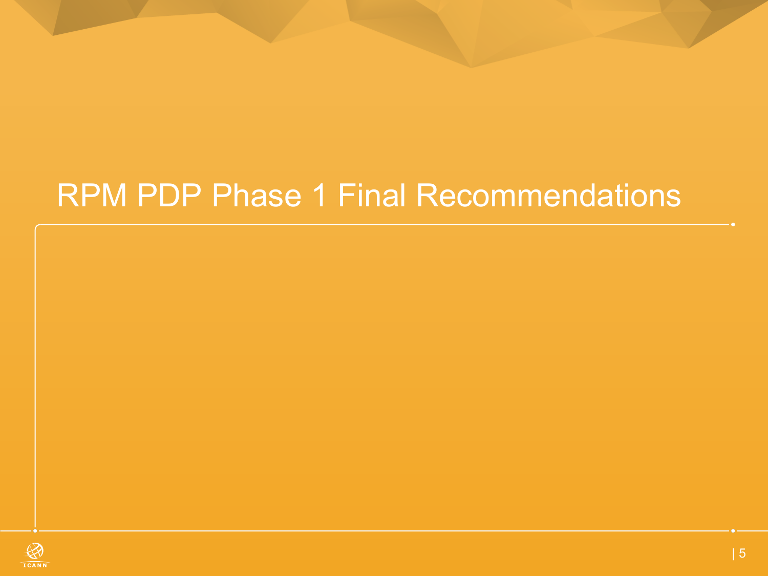# RPM PDP Phase 1 Final Recommendations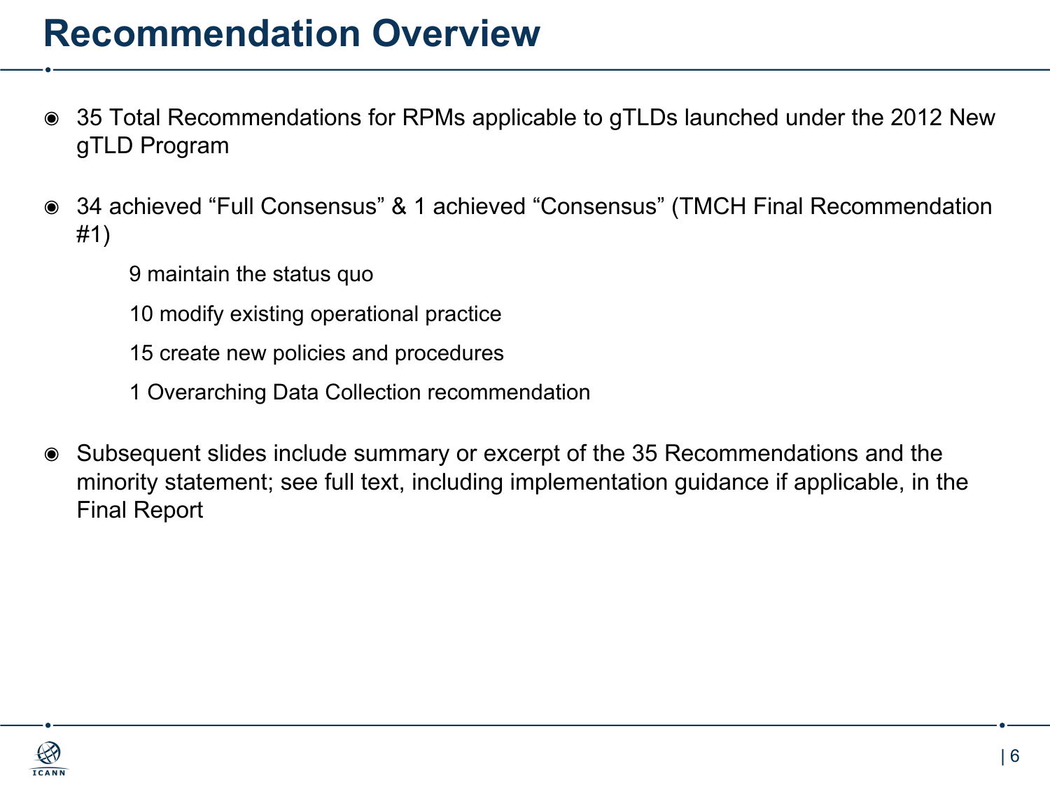# Recommendation Overview

- 35 Total Recommendations for RPMs applicable to gTLDs launched under the 2012 New gTLD Program

- 34 achieved "Full Consensus" & 1 achieved "Consensus" (TMCH Final Recommendation #1)
  - 9 maintain the status quo
  - 10 modify existing operational practice
  - 15 create new policies and procedures
  - 1 Overarching Data Collection recommendation

- Subsequent slides include summary or excerpt of the 35 Recommendations and the minority statement; see full text, including implementation guidance if applicable, in the Final Report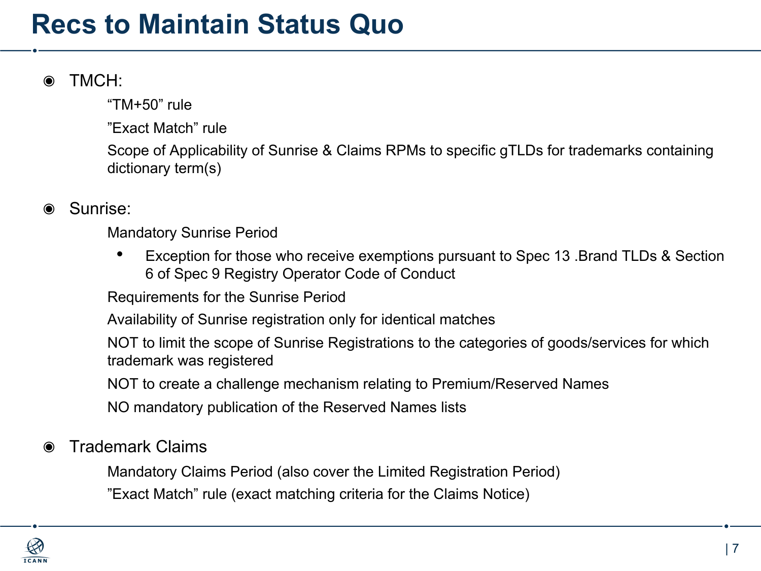# Recs to Maintain Status Quo

- TMCH:
  - "TM+50" rule
  - "Exact Match" rule
  - Scope of Applicability of Sunrise & Claims RPMs to specific gTLDs for trademarks containing dictionary term(s)

- Sunrise:
  - Mandatory Sunrise Period
    - Exception for those who receive exemptions pursuant to Spec 13 .Brand TLDs & Section 6 of Spec 9 Registry Operator Code of Conduct
  - Requirements for the Sunrise Period
  - Availability of Sunrise registration only for identical matches
  - NOT to limit the scope of Sunrise Registrations to the categories of goods/services for which trademark was registered
  - NOT to create a challenge mechanism relating to Premium/Reserved Names
  - NO mandatory publication of the Reserved Names lists

- Trademark Claims
  - Mandatory Claims Period (also cover the Limited Registration Period)
  - "Exact Match" rule (exact matching criteria for the Claims Notice)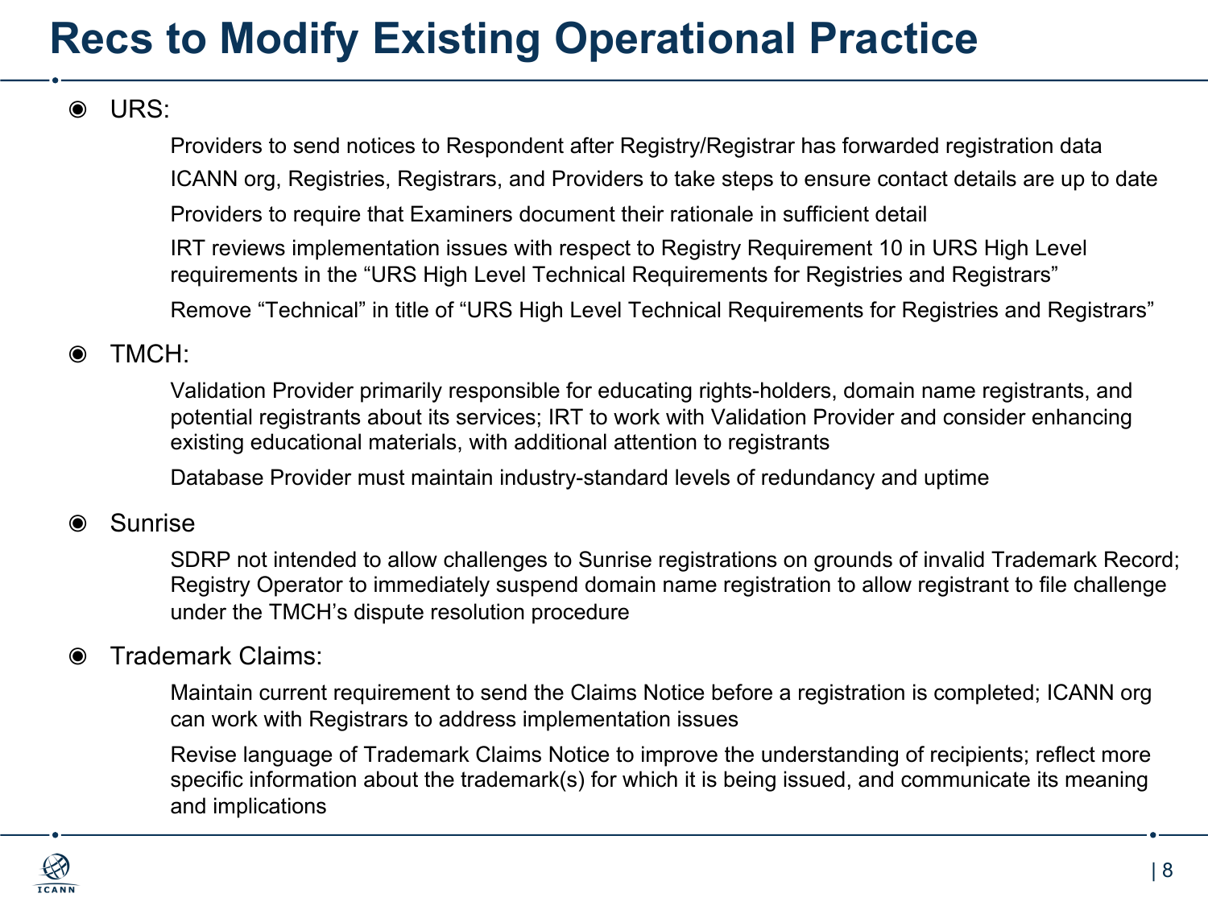# Recs to Modify Existing Operational Practice

- URS:
  - Providers to send notices to Respondent after Registry/Registrar has forwarded registration data
  - ICANN org, Registries, Registrars, and Providers to take steps to ensure contact details are up to date
  - Providers to require that Examiners document their rationale in sufficient detail
  - IRT reviews implementation issues with respect to Registry Requirement 10 in URS High Level requirements in the "URS High Level Technical Requirements for Registries and Registrars"
  - Remove "Technical" in title of "URS High Level Technical Requirements for Registries and Registrars"
- TMCH:
  - Validation Provider primarily responsible for educating rights-holders, domain name registrants, and potential registrants about its services; IRT to work with Validation Provider and consider enhancing existing educational materials, with additional attention to registrants
  - Database Provider must maintain industry-standard levels of redundancy and uptime
- Sunrise
  - SDRP not intended to allow challenges to Sunrise registrations on grounds of invalid Trademark Record; Registry Operator to immediately suspend domain name registration to allow registrant to file challenge under the TMCH's dispute resolution procedure
- Trademark Claims:
  - Maintain current requirement to send the Claims Notice before a registration is completed; ICANN org can work with Registrars to address implementation issues
  - Revise language of Trademark Claims Notice to improve the understanding of recipients; reflect more specific information about the trademark(s) for which it is being issued, and communicate its meaning and implications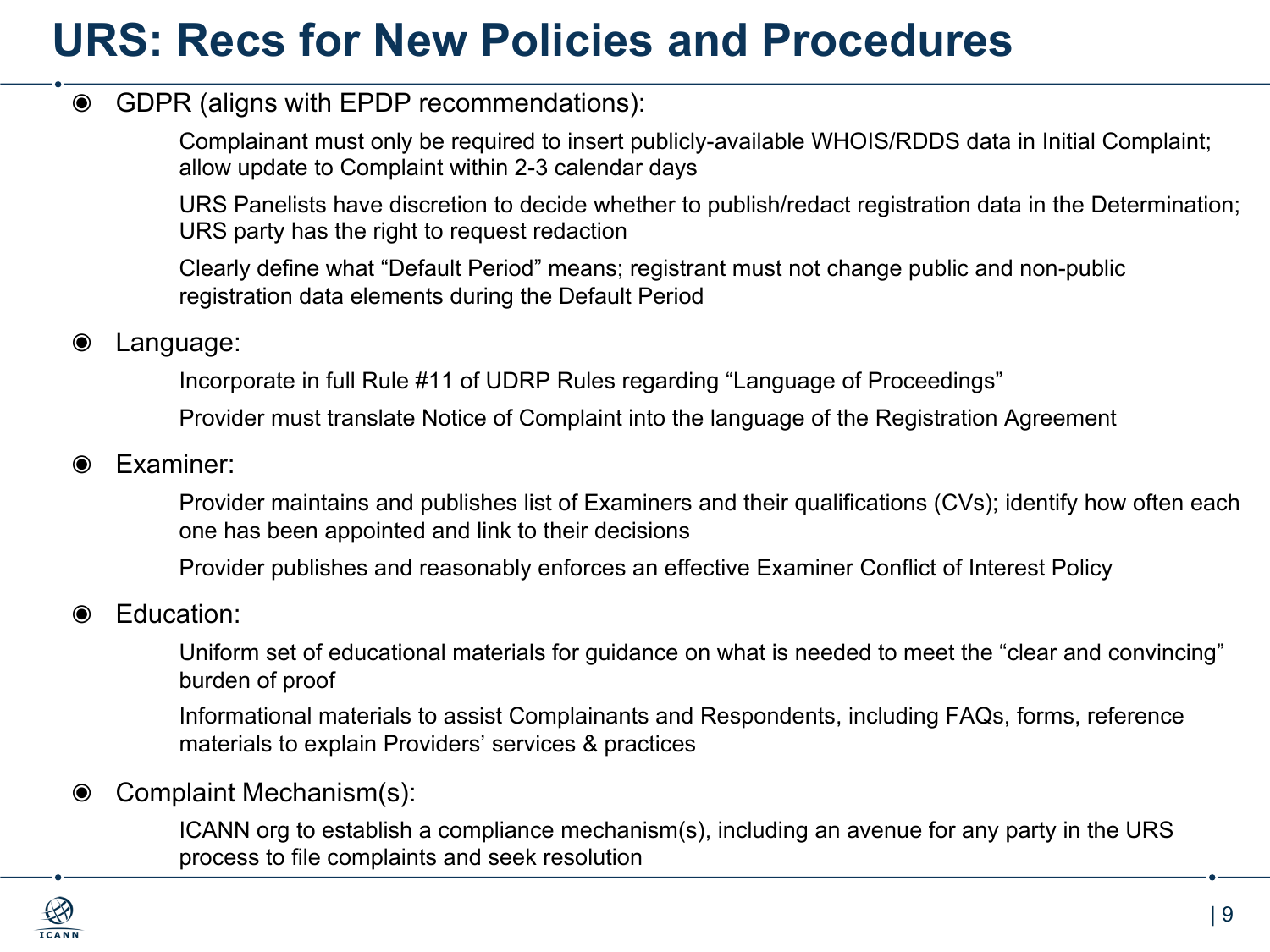# URS: Recs for New Policies and Procedures

- GDPR (aligns with EPDP recommendations):
  - Complainant must only be required to insert publicly-available WHOIS/RDDS data in Initial Complaint; allow update to Complaint within 2-3 calendar days
  - URS Panelists have discretion to decide whether to publish/redact registration data in the Determination; URS party has the right to request redaction
  - Clearly define what "Default Period" means; registrant must not change public and non-public registration data elements during the Default Period
- Language:
  - Incorporate in full Rule #11 of UDRP Rules regarding "Language of Proceedings"
  - Provider must translate Notice of Complaint into the language of the Registration Agreement
- Examiner:
  - Provider maintains and publishes list of Examiners and their qualifications (CVs); identify how often each one has been appointed and link to their decisions
  - Provider publishes and reasonably enforces an effective Examiner Conflict of Interest Policy
- Education:
  - Uniform set of educational materials for guidance on what is needed to meet the "clear and convincing" burden of proof
  - Informational materials to assist Complainants and Respondents, including FAQs, forms, reference materials to explain Providers' services & practices
- Complaint Mechanism(s):
  - ICANN org to establish a compliance mechanism(s), including an avenue for any party in the URS process to file complaints and seek resolution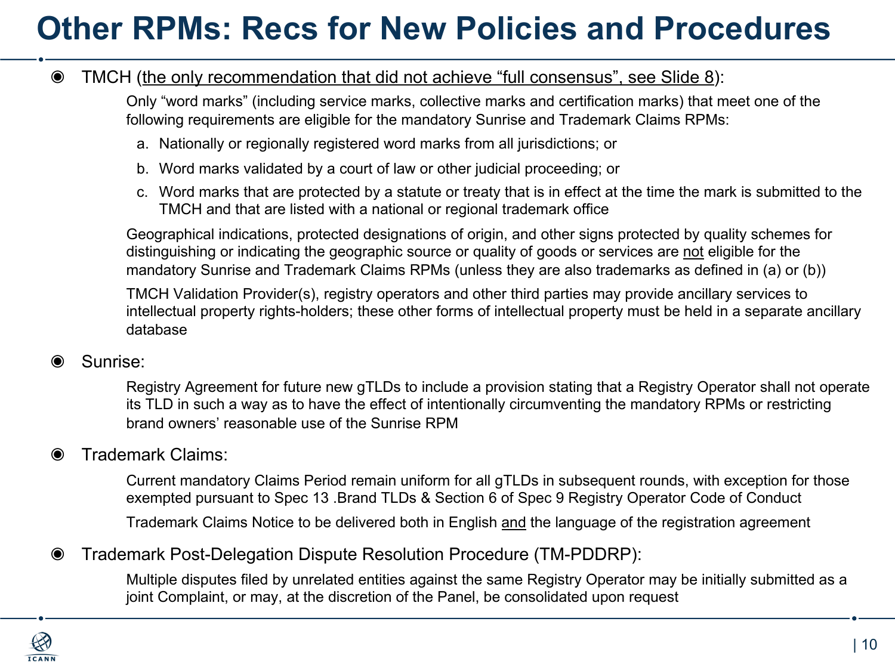# Other RPMs: Recs for New Policies and Procedures

- TMCH (the only recommendation that did not achieve "full consensus", see Slide 8):

  Only "word marks" (including service marks, collective marks and certification marks) that meet one of the following requirements are eligible for the mandatory Sunrise and Trademark Claims RPMs:

  a. Nationally or regionally registered word marks from all jurisdictions; or

  b. Word marks validated by a court of law or other judicial proceeding; or

  c. Word marks that are protected by a statute or treaty that is in effect at the time the mark is submitted to the TMCH and that are listed with a national or regional trademark office

  Geographical indications, protected designations of origin, and other signs protected by quality schemes for distinguishing or indicating the geographic source or quality of goods or services are not eligible for the mandatory Sunrise and Trademark Claims RPMs (unless they are also trademarks as defined in (a) or (b))

  TMCH Validation Provider(s), registry operators and other third parties may provide ancillary services to intellectual property rights-holders; these other forms of intellectual property must be held in a separate ancillary database

- Sunrise:

  Registry Agreement for future new gTLDs to include a provision stating that a Registry Operator shall not operate its TLD in such a way as to have the effect of intentionally circumventing the mandatory RPMs or restricting brand owners' reasonable use of the Sunrise RPM

- Trademark Claims:

  Current mandatory Claims Period remain uniform for all gTLDs in subsequent rounds, with exception for those exempted pursuant to Spec 13 .Brand TLDs & Section 6 of Spec 9 Registry Operator Code of Conduct

  Trademark Claims Notice to be delivered both in English and the language of the registration agreement

- Trademark Post-Delegation Dispute Resolution Procedure (TM-PDDRP):

  Multiple disputes filed by unrelated entities against the same Registry Operator may be initially submitted as a joint Complaint, or may, at the discretion of the Panel, be consolidated upon request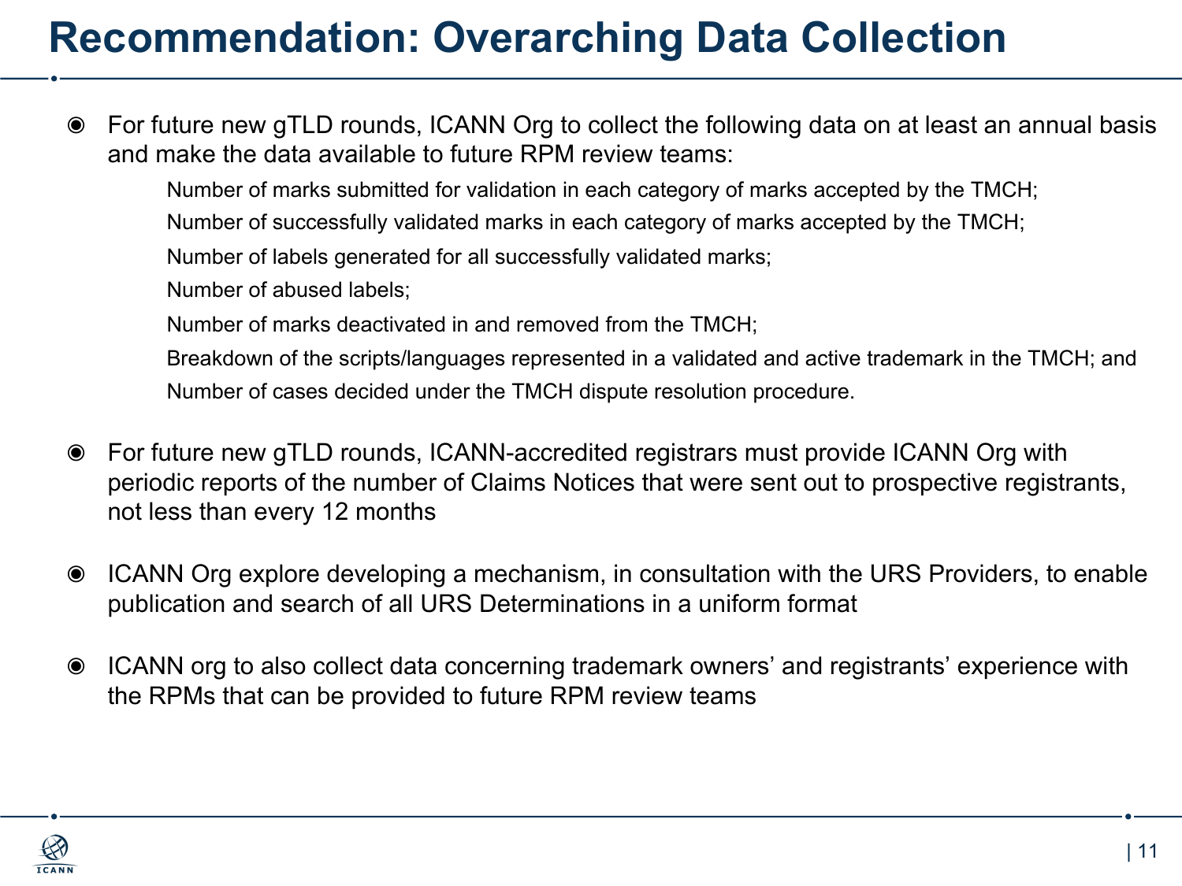# Recommendation: Overarching Data Collection

- For future new gTLD rounds, ICANN Org to collect the following data on at least an annual basis and make the data available to future RPM review teams:
  - Number of marks submitted for validation in each category of marks accepted by the TMCH;
  - Number of successfully validated marks in each category of marks accepted by the TMCH;
  - Number of labels generated for all successfully validated marks;
  - Number of abused labels;
  - Number of marks deactivated in and removed from the TMCH;
  - Breakdown of the scripts/languages represented in a validated and active trademark in the TMCH; and
  - Number of cases decided under the TMCH dispute resolution procedure.

- For future new gTLD rounds, ICANN-accredited registrars must provide ICANN Org with periodic reports of the number of Claims Notices that were sent out to prospective registrants, not less than every 12 months

- ICANN Org explore developing a mechanism, in consultation with the URS Providers, to enable publication and search of all URS Determinations in a uniform format

- ICANN org to also collect data concerning trademark owners' and registrants' experience with the RPMs that can be provided to future RPM review teams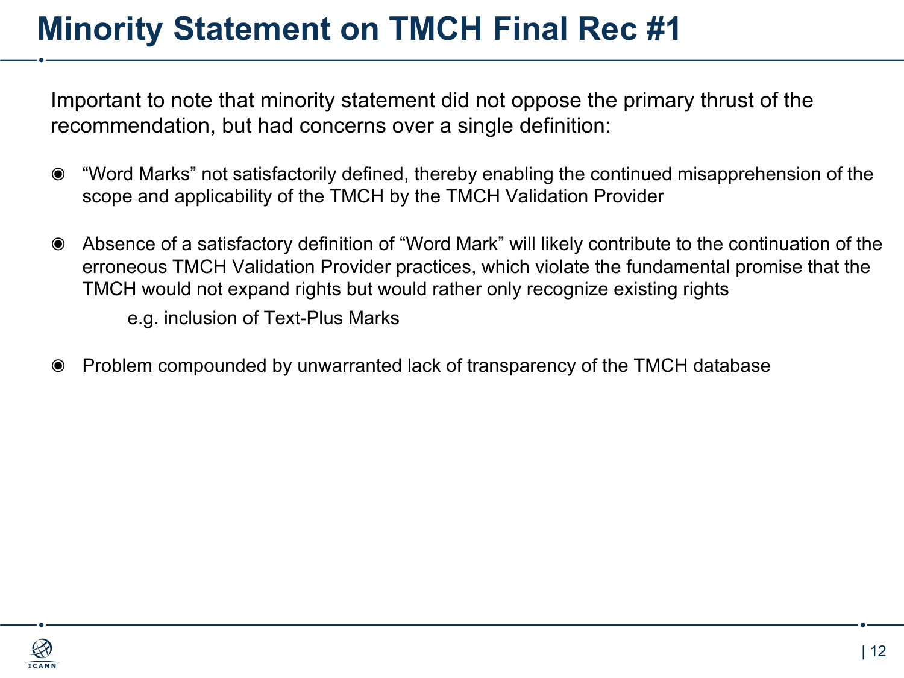# Minority Statement on TMCH Final Rec #1

Important to note that minority statement did not oppose the primary thrust of the recommendation, but had concerns over a single definition:

- "Word Marks" not satisfactorily defined, thereby enabling the continued misapprehension of the scope and applicability of the TMCH by the TMCH Validation Provider
- Absence of a satisfactory definition of "Word Mark" will likely contribute to the continuation of the erroneous TMCH Validation Provider practices, which violate the fundamental promise that the TMCH would not expand rights but would rather only recognize existing rights

  e.g. inclusion of Text-Plus Marks

- Problem compounded by unwarranted lack of transparency of the TMCH database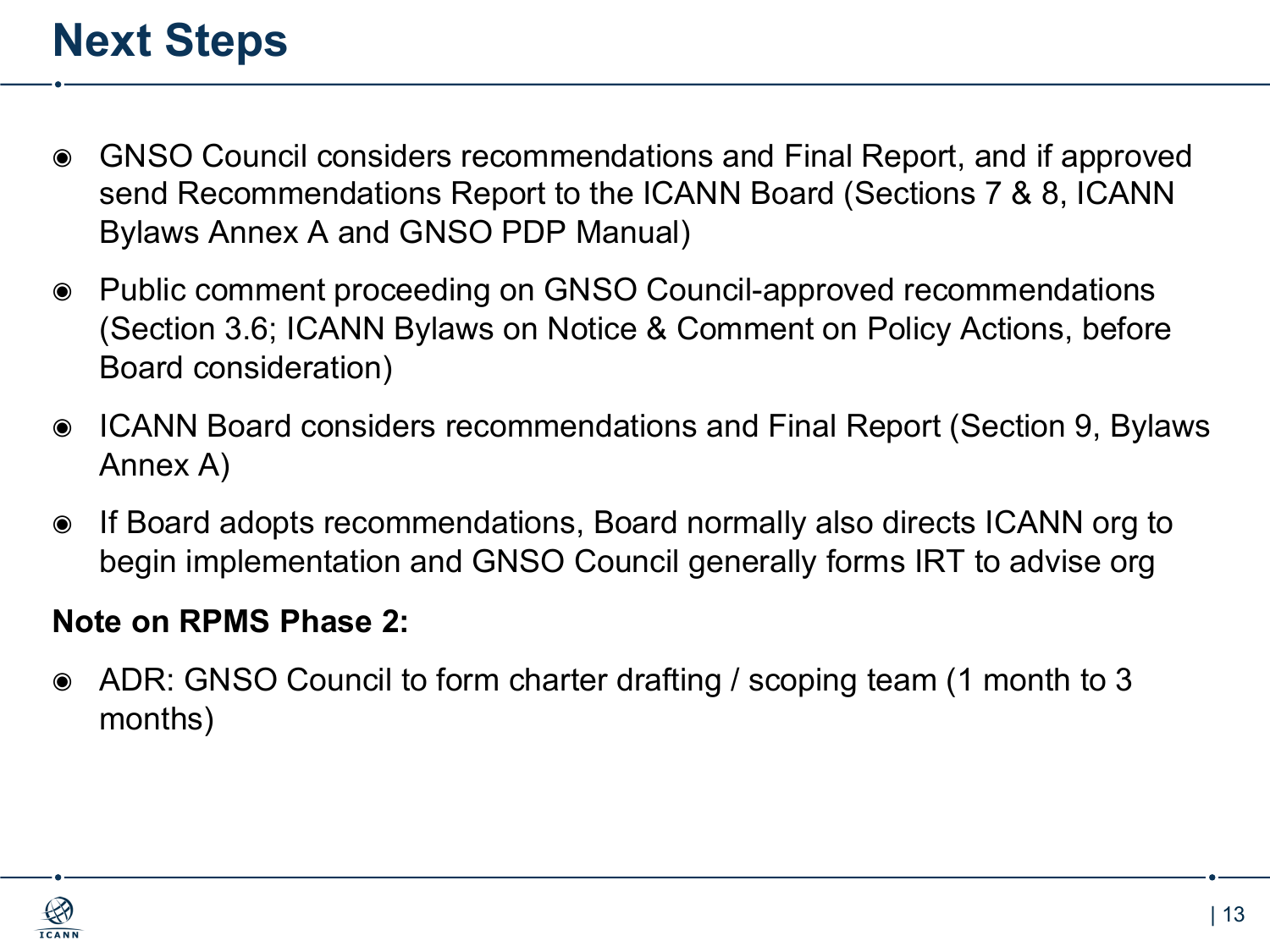# Next Steps

- GNSO Council considers recommendations and Final Report, and if approved send Recommendations Report to the ICANN Board (Sections 7 & 8, ICANN Bylaws Annex A and GNSO PDP Manual)
- Public comment proceeding on GNSO Council-approved recommendations (Section 3.6; ICANN Bylaws on Notice & Comment on Policy Actions, before Board consideration)
- ICANN Board considers recommendations and Final Report (Section 9, Bylaws Annex A)
- If Board adopts recommendations, Board normally also directs ICANN org to begin implementation and GNSO Council generally forms IRT to advise org

**Note on RPMS Phase 2:**

- ADR: GNSO Council to form charter drafting / scoping team (1 month to 3 months)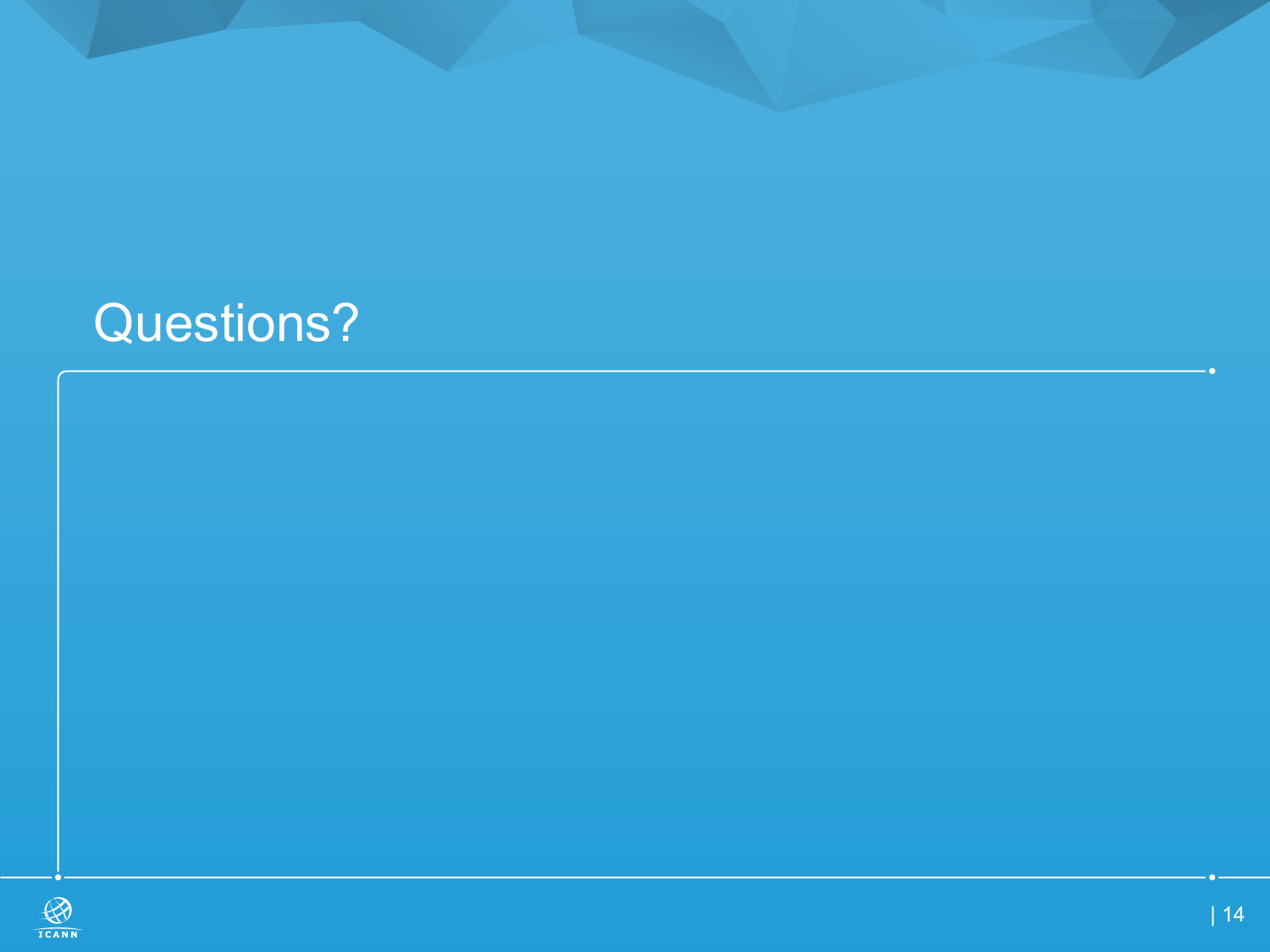# Questions?